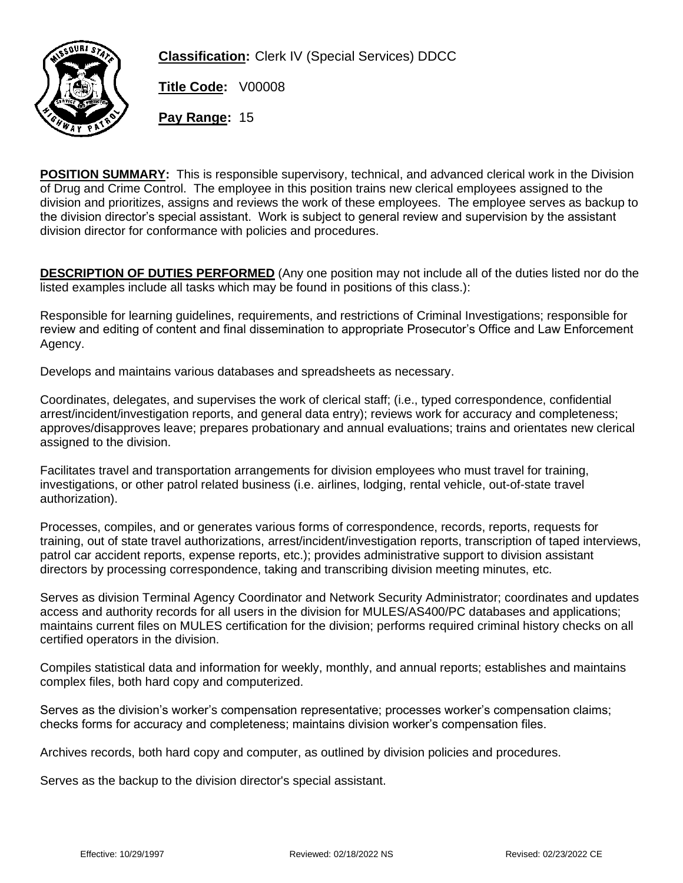**Classification:** Clerk IV (Special Services) DDCC

**Title Code:** V00008

**Pay Range:** 15

**POSITION SUMMARY:** This is responsible supervisory, technical, and advanced clerical work in the Division of Drug and Crime Control. The employee in this position trains new clerical employees assigned to the division and prioritizes, assigns and reviews the work of these employees. The employee serves as backup to the division director's special assistant. Work is subject to general review and supervision by the assistant division director for conformance with policies and procedures.

**DESCRIPTION OF DUTIES PERFORMED** (Any one position may not include all of the duties listed nor do the listed examples include all tasks which may be found in positions of this class.):

Responsible for learning guidelines, requirements, and restrictions of Criminal Investigations; responsible for review and editing of content and final dissemination to appropriate Prosecutor's Office and Law Enforcement Agency.

Develops and maintains various databases and spreadsheets as necessary.

Coordinates, delegates, and supervises the work of clerical staff; (i.e., typed correspondence, confidential arrest/incident/investigation reports, and general data entry); reviews work for accuracy and completeness; approves/disapproves leave; prepares probationary and annual evaluations; trains and orientates new clerical assigned to the division.

Facilitates travel and transportation arrangements for division employees who must travel for training, investigations, or other patrol related business (i.e. airlines, lodging, rental vehicle, out-of-state travel authorization).

Processes, compiles, and or generates various forms of correspondence, records, reports, requests for training, out of state travel authorizations, arrest/incident/investigation reports, transcription of taped interviews, patrol car accident reports, expense reports, etc.); provides administrative support to division assistant directors by processing correspondence, taking and transcribing division meeting minutes, etc.

Serves as division Terminal Agency Coordinator and Network Security Administrator; coordinates and updates access and authority records for all users in the division for MULES/AS400/PC databases and applications; maintains current files on MULES certification for the division; performs required criminal history checks on all certified operators in the division.

Compiles statistical data and information for weekly, monthly, and annual reports; establishes and maintains complex files, both hard copy and computerized.

Serves as the division's worker's compensation representative; processes worker's compensation claims; checks forms for accuracy and completeness; maintains division worker's compensation files.

Archives records, both hard copy and computer, as outlined by division policies and procedures.

Serves as the backup to the division director's special assistant.

Effective: 10/29/1997 Reviewed: 02/18/2022 NS Revised: 02/23/2022 CE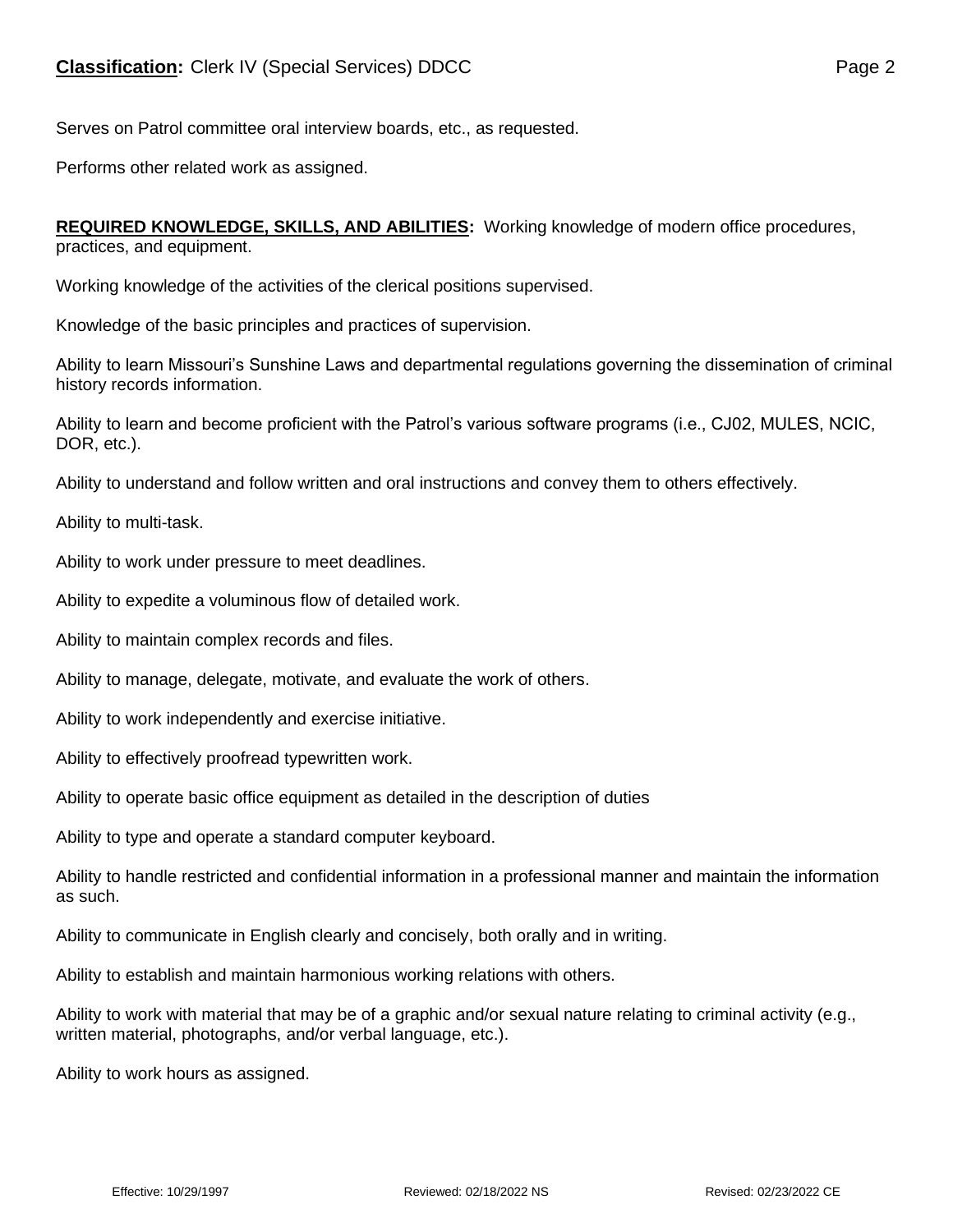Serves on Patrol committee oral interview boards, etc., as requested.

Performs other related work as assigned.

**REQUIRED KNOWLEDGE, SKILLS, AND ABILITIES:** Working knowledge of modern office procedures, practices, and equipment.

Working knowledge of the activities of the clerical positions supervised.

Knowledge of the basic principles and practices of supervision.

Ability to learn Missouri's Sunshine Laws and departmental regulations governing the dissemination of criminal history records information.

Ability to learn and become proficient with the Patrol's various software programs (i.e., CJ02, MULES, NCIC, DOR, etc.).

Ability to understand and follow written and oral instructions and convey them to others effectively.

Ability to multi-task.

Ability to work under pressure to meet deadlines.

Ability to expedite a voluminous flow of detailed work.

Ability to maintain complex records and files.

Ability to manage, delegate, motivate, and evaluate the work of others.

Ability to work independently and exercise initiative.

Ability to effectively proofread typewritten work.

Ability to operate basic office equipment as detailed in the description of duties

Ability to type and operate a standard computer keyboard.

Ability to handle restricted and confidential information in a professional manner and maintain the information as such.

Ability to communicate in English clearly and concisely, both orally and in writing.

Ability to establish and maintain harmonious working relations with others.

Ability to work with material that may be of a graphic and/or sexual nature relating to criminal activity (e.g., written material, photographs, and/or verbal language, etc.).

Ability to work hours as assigned.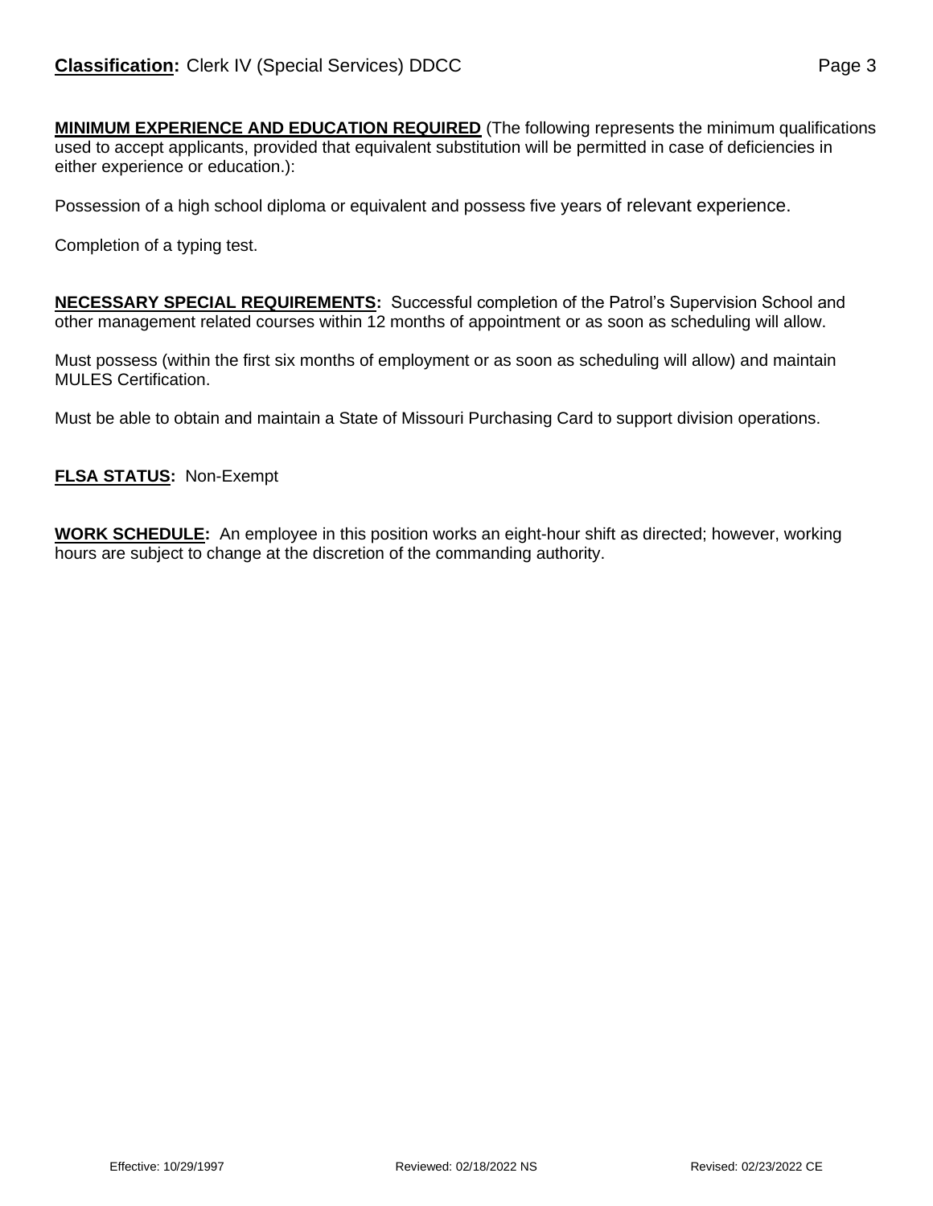**MINIMUM EXPERIENCE AND EDUCATION REQUIRED** (The following represents the minimum qualifications used to accept applicants, provided that equivalent substitution will be permitted in case of deficiencies in either experience or education.):

Possession of a high school diploma or equivalent and possess five years of relevant experience.

Completion of a typing test.

**NECESSARY SPECIAL REQUIREMENTS:** Successful completion of the Patrol's Supervision School and other management related courses within 12 months of appointment or as soon as scheduling will allow.

Must possess (within the first six months of employment or as soon as scheduling will allow) and maintain MULES Certification.

Must be able to obtain and maintain a State of Missouri Purchasing Card to support division operations.

**FLSA STATUS:** Non-Exempt

**WORK SCHEDULE:** An employee in this position works an eight-hour shift as directed; however, working hours are subject to change at the discretion of the commanding authority.

Effective: 10/29/1997 Reviewed: 02/18/2022 NS Revised: 02/23/2022 CE